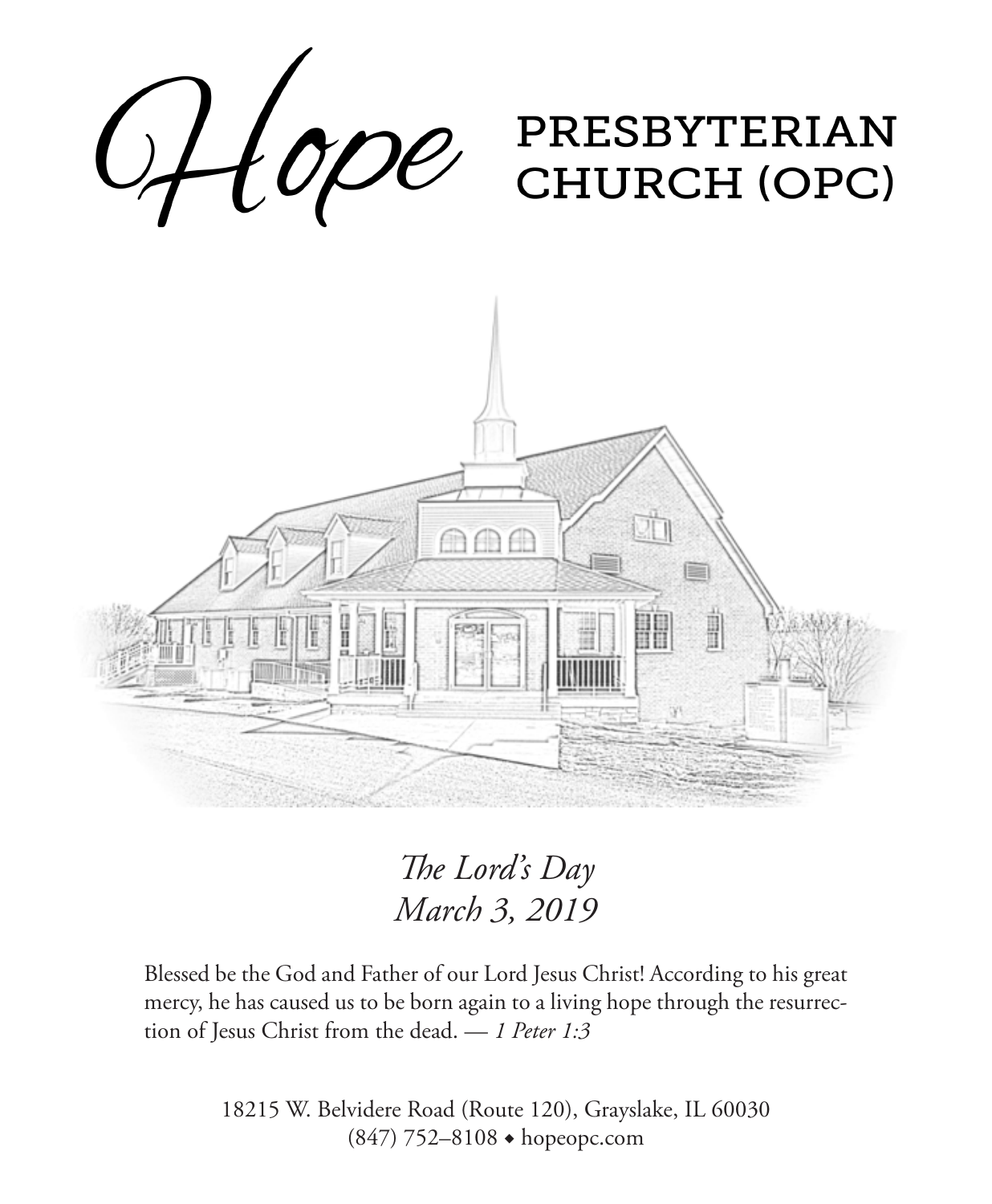# Hope PRESBYTERIAN CHURCH (OPC)

*The Lord's Day*
*March 3, 2019*

Blessed be the God and Father of our Lord Jesus Christ! According to his great mercy, he has caused us to be born again to a living hope through the resurrection of Jesus Christ from the dead. — *1 Peter 1:3*

18215 W. Belvidere Road (Route 120), Grayslake, IL 60030
(847) 752–8108 ◆ hopeopc.com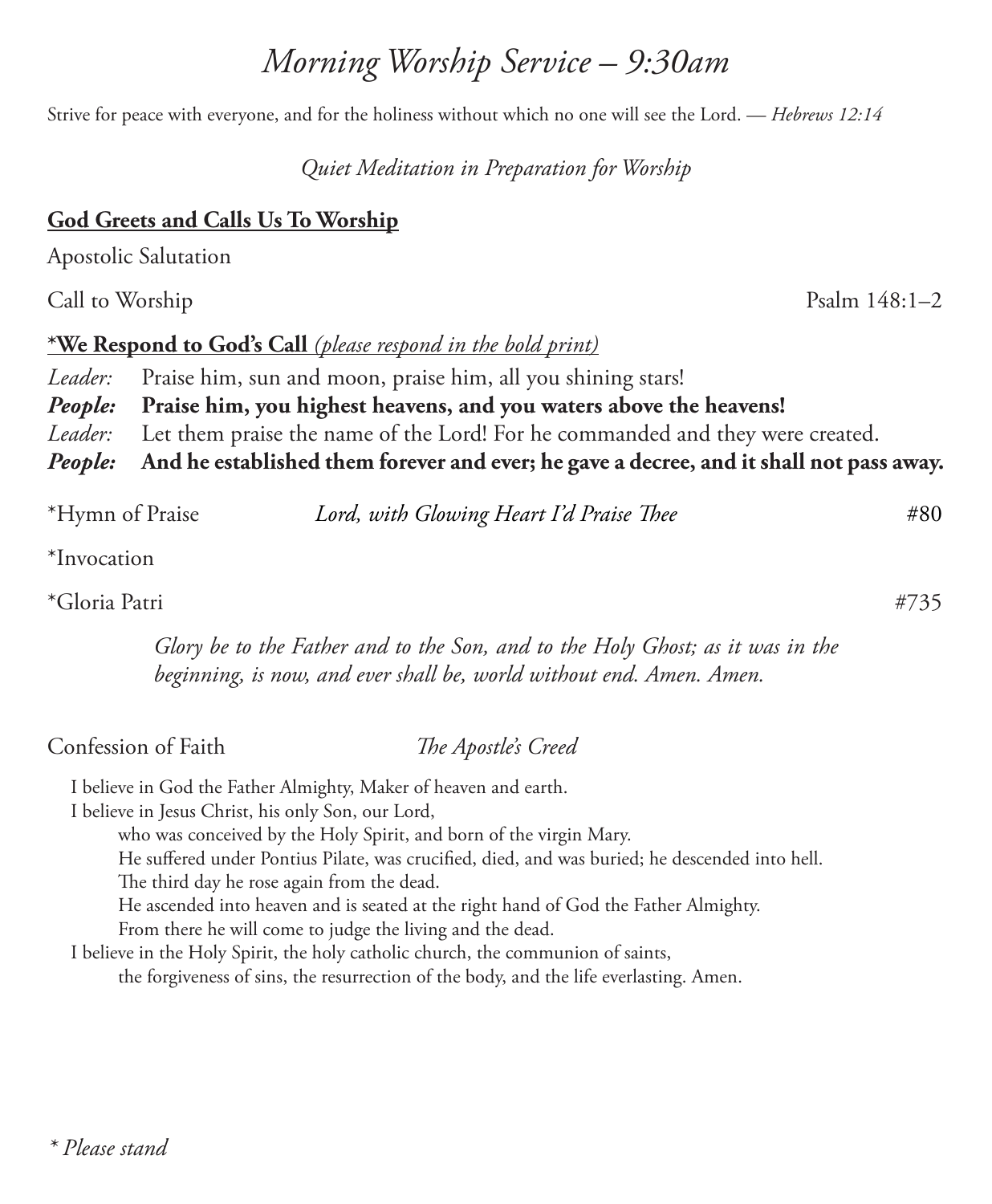# *Morning Worship Service – 9:30am*

Strive for peace with everyone, and for the holiness without which no one will see the Lord. — *Hebrews 12:14*

*Quiet Meditation in Preparation for Worship*

## **God Greets and Calls Us To Worship**

Apostolic Salutation

Call to Worship — Psalm 148:1–2

**\*We Respond to God's Call** *(please respond in the bold print)*

*Leader:* Praise him, sun and moon, praise him, all you shining stars!
***People:*** **Praise him, you highest heavens, and you waters above the heavens!**
*Leader:* Let them praise the name of the Lord! For he commanded and they were created.
***People:*** **And he established them forever and ever; he gave a decree, and it shall not pass away.**

*Hymn of Praise — *Lord, with Glowing Heart I'd Praise Thee* — #80

*Invocation

*Gloria Patri — #735

> *Glory be to the Father and to the Son, and to the Holy Ghost; as it was in the beginning, is now, and ever shall be, world without end. Amen. Amen.*

Confession of Faith — *The Apostle's Creed*

I believe in God the Father Almighty, Maker of heaven and earth.
I believe in Jesus Christ, his only Son, our Lord,
who was conceived by the Holy Spirit, and born of the virgin Mary.
He suffered under Pontius Pilate, was crucified, died, and was buried; he descended into hell.
The third day he rose again from the dead.
He ascended into heaven and is seated at the right hand of God the Father Almighty.
From there he will come to judge the living and the dead.
I believe in the Holy Spirit, the holy catholic church, the communion of saints,
the forgiveness of sins, the resurrection of the body, and the life everlasting. Amen.

*\* Please stand*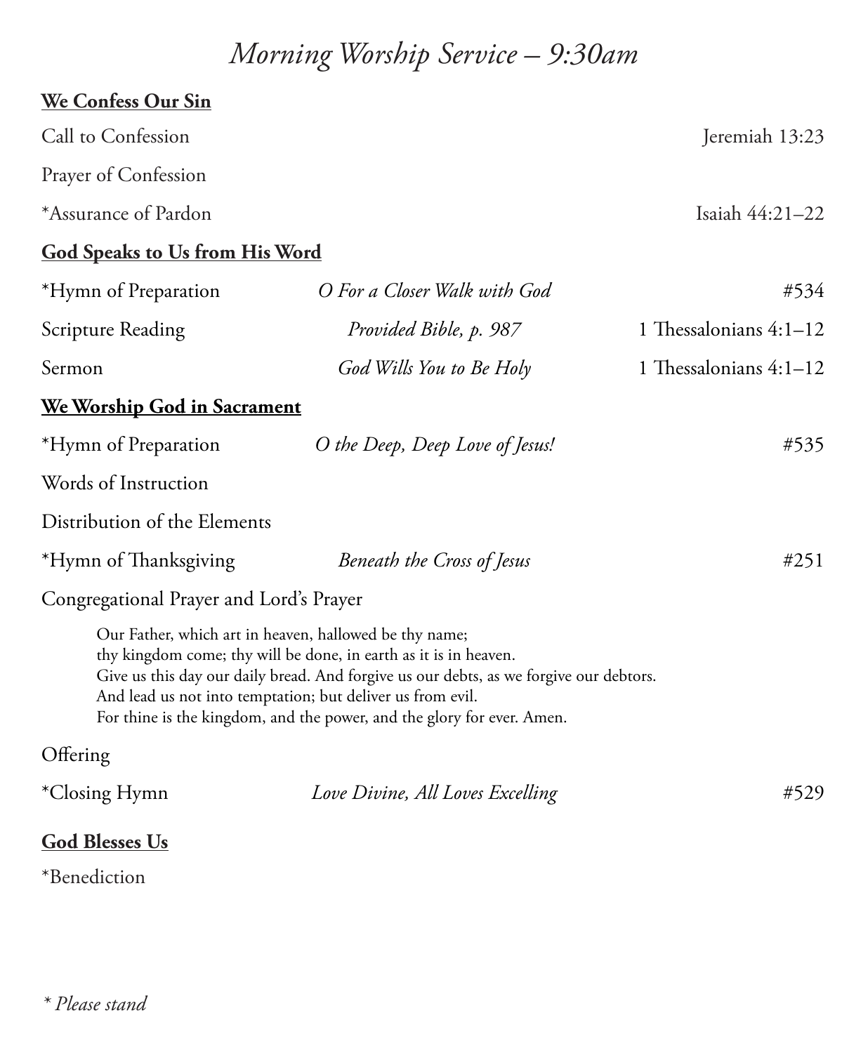# *Morning Worship Service – 9:30am*

**We Confess Our Sin**

| | | |
|---|---|---|
| Call to Confession | | Jeremiah 13:23 |
| Prayer of Confession | | |
| *Assurance of Pardon | | Isaiah 44:21–22 |

**God Speaks to Us from His Word**

| | | |
|---|---|---|
| *Hymn of Preparation | *O For a Closer Walk with God* | #534 |
| Scripture Reading | *Provided Bible, p. 987* | 1 Thessalonians 4:1–12 |
| Sermon | *God Wills You to Be Holy* | 1 Thessalonians 4:1–12 |

**We Worship God in Sacrament**

| | | |
|---|---|---|
| *Hymn of Preparation | *O the Deep, Deep Love of Jesus!* | #535 |
| Words of Instruction | | |
| Distribution of the Elements | | |
| *Hymn of Thanksgiving | *Beneath the Cross of Jesus* | #251 |

Congregational Prayer and Lord's Prayer

> Our Father, which art in heaven, hallowed be thy name;
> thy kingdom come; thy will be done, in earth as it is in heaven.
> Give us this day our daily bread. And forgive us our debts, as we forgive our debtors.
> And lead us not into temptation; but deliver us from evil.
> For thine is the kingdom, and the power, and the glory for ever. Amen.

Offering

| | | |
|---|---|---|
| *Closing Hymn | *Love Divine, All Loves Excelling* | #529 |

**God Blesses Us**

*Benediction

*\* Please stand*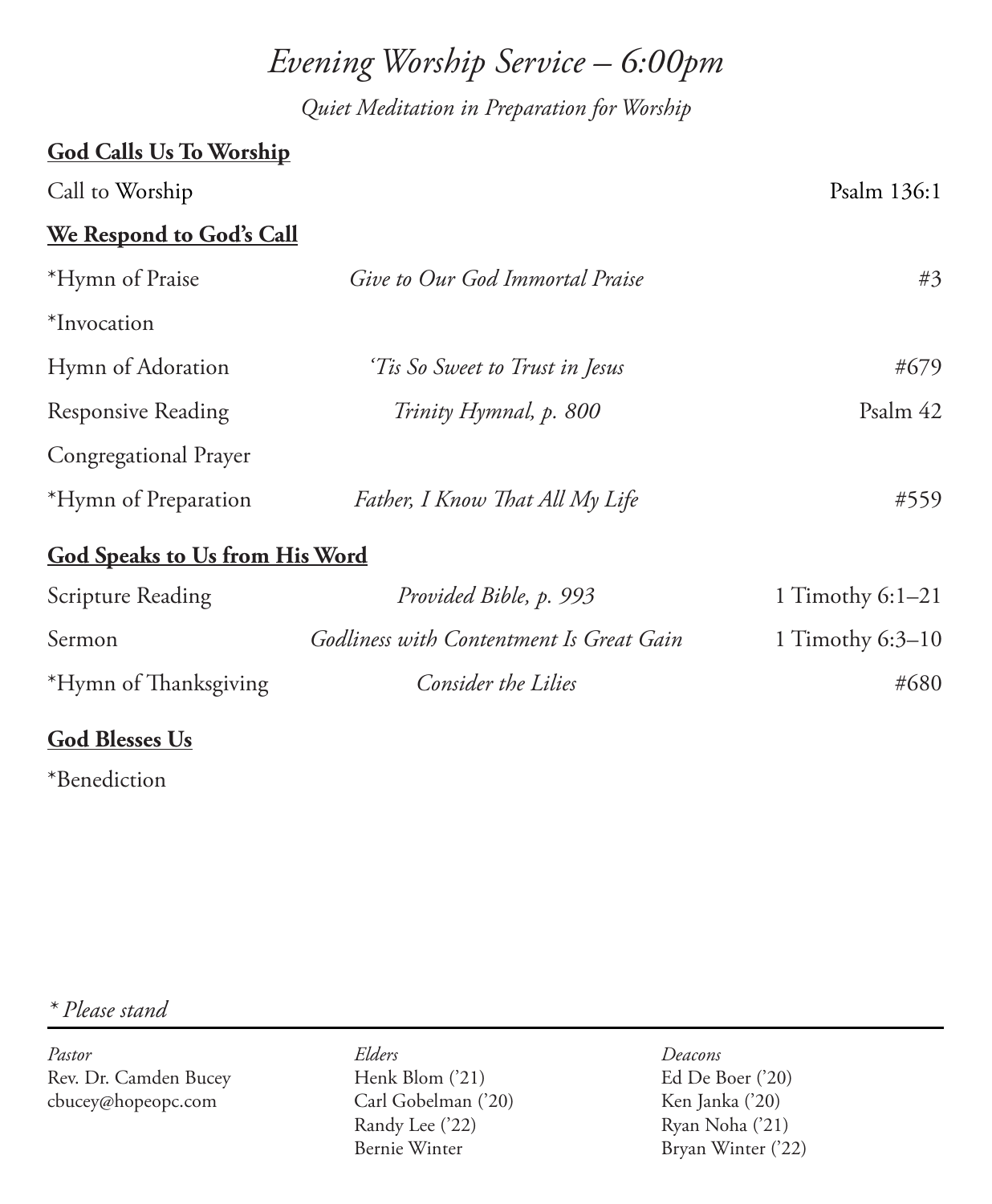# *Evening Worship Service – 6:00pm*

*Quiet Meditation in Preparation for Worship*

**God Calls Us To Worship**

| | | |
|---|---|---|
| Call to Worship | | Psalm 136:1 |

**We Respond to God's Call**

| | | |
|---|---|---|
| *Hymn of Praise | *Give to Our God Immortal Praise* | #3 |
| *Invocation | | |
| Hymn of Adoration | *'Tis So Sweet to Trust in Jesus* | #679 |
| Responsive Reading | *Trinity Hymnal, p. 800* | Psalm 42 |
| Congregational Prayer | | |
| *Hymn of Preparation | *Father, I Know That All My Life* | #559 |

**God Speaks to Us from His Word**

| | | |
|---|---|---|
| Scripture Reading | *Provided Bible, p. 993* | 1 Timothy 6:1–21 |
| Sermon | *Godliness with Contentment Is Great Gain* | 1 Timothy 6:3–10 |
| *Hymn of Thanksgiving | *Consider the Lilies* | #680 |

**God Blesses Us**

*Benediction

*\* Please stand*

---

*Pastor*
Rev. Dr. Camden Bucey
cbucey@hopeopc.com

*Elders*
Henk Blom ('21)
Carl Gobelman ('20)
Randy Lee ('22)
Bernie Winter

*Deacons*
Ed De Boer ('20)
Ken Janka ('20)
Ryan Noha ('21)
Bryan Winter ('22)